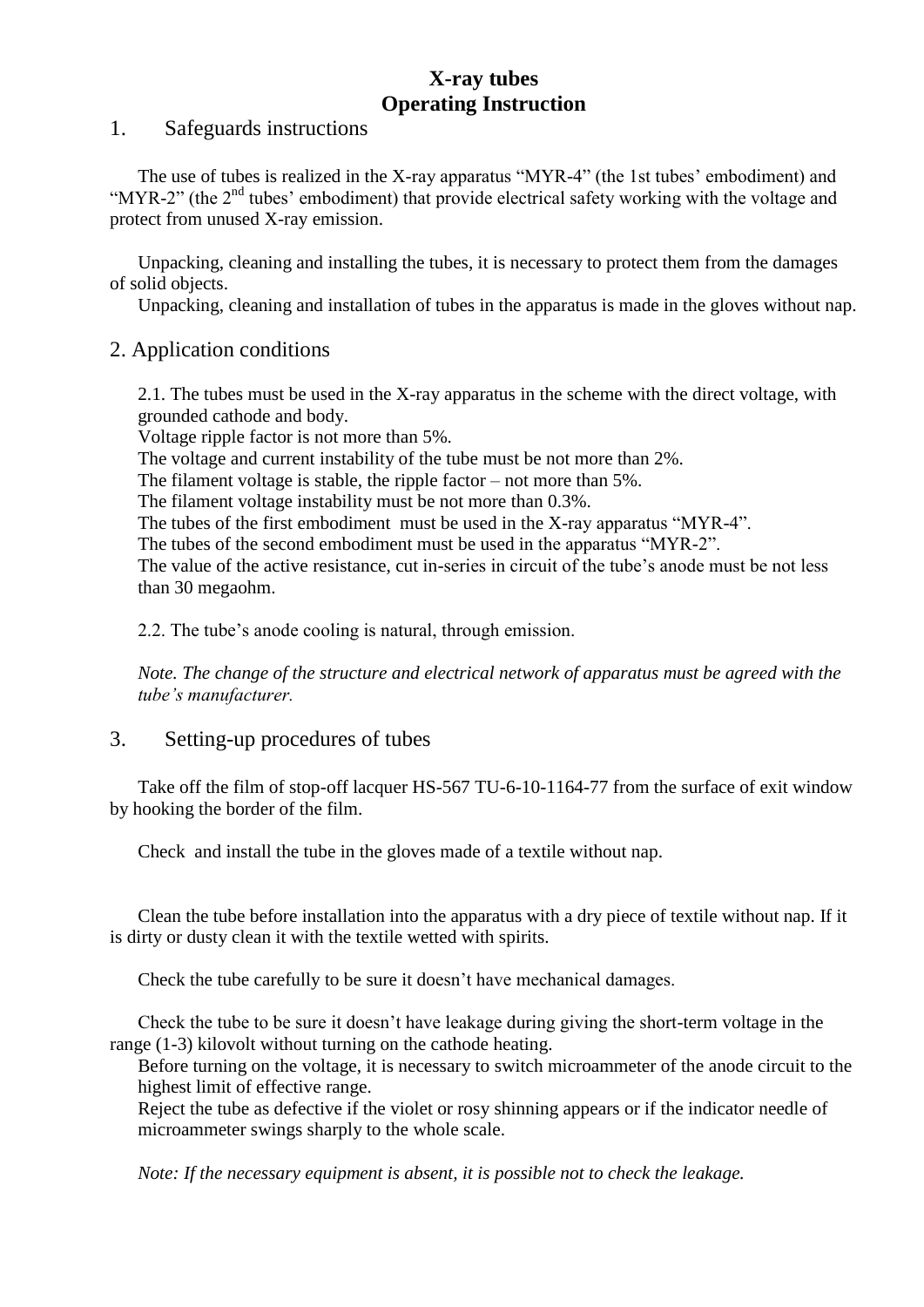# X-ray tubes
# Operating Instruction

## 1. Safeguards instructions

The use of tubes is realized in the X-ray apparatus "MYR-4" (the 1st tubes' embodiment) and "MYR-2" (the 2nd tubes' embodiment) that provide electrical safety working with the voltage and protect from unused X-ray emission.

Unpacking, cleaning and installing the tubes, it is necessary to protect them from the damages of solid objects.

Unpacking, cleaning and installation of tubes in the apparatus is made in the gloves without nap.

## 2. Application conditions

2.1. The tubes must be used in the X-ray apparatus in the scheme with the direct voltage, with grounded cathode and body.
Voltage ripple factor is not more than 5%.
The voltage and current instability of the tube must be not more than 2%.
The filament voltage is stable, the ripple factor – not more than 5%.
The filament voltage instability must be not more than 0.3%.
The tubes of the first embodiment must be used in the X-ray apparatus "MYR-4".
The tubes of the second embodiment must be used in the apparatus "MYR-2".
The value of the active resistance, cut in-series in circuit of the tube's anode must be not less than 30 megaohm.

2.2. The tube's anode cooling is natural, through emission.

*Note. The change of the structure and electrical network of apparatus must be agreed with the tube's manufacturer.*

## 3. Setting-up procedures of tubes

Take off the film of stop-off lacquer HS-567 TU-6-10-1164-77 from the surface of exit window by hooking the border of the film.

Check and install the tube in the gloves made of a textile without nap.

Clean the tube before installation into the apparatus with a dry piece of textile without nap. If it is dirty or dusty clean it with the textile wetted with spirits.

Check the tube carefully to be sure it doesn't have mechanical damages.

Check the tube to be sure it doesn't have leakage during giving the short-term voltage in the range (1-3) kilovolt without turning on the cathode heating.
Before turning on the voltage, it is necessary to switch microammeter of the anode circuit to the highest limit of effective range.
Reject the tube as defective if the violet or rosy shinning appears or if the indicator needle of microammeter swings sharply to the whole scale.

*Note: If the necessary equipment is absent, it is possible not to check the leakage.*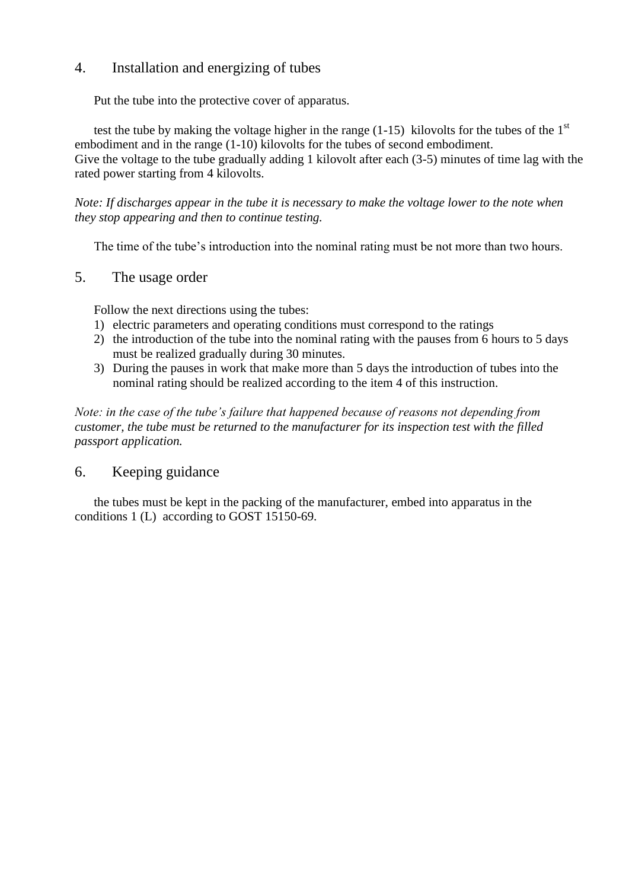## 4. Installation and energizing of tubes

Put the tube into the protective cover of apparatus.

test the tube by making the voltage higher in the range (1-15) kilovolts for the tubes of the 1st embodiment and in the range (1-10) kilovolts for the tubes of second embodiment.
Give the voltage to the tube gradually adding 1 kilovolt after each (3-5) minutes of time lag with the rated power starting from 4 kilovolts.

*Note: If discharges appear in the tube it is necessary to make the voltage lower to the note when they stop appearing and then to continue testing.*

The time of the tube's introduction into the nominal rating must be not more than two hours.

## 5. The usage order

Follow the next directions using the tubes:

1) electric parameters and operating conditions must correspond to the ratings
2) the introduction of the tube into the nominal rating with the pauses from 6 hours to 5 days must be realized gradually during 30 minutes.
3) During the pauses in work that make more than 5 days the introduction of tubes into the nominal rating should be realized according to the item 4 of this instruction.

*Note: in the case of the tube's failure that happened because of reasons not depending from customer, the tube must be returned to the manufacturer for its inspection test with the filled passport application.*

## 6. Keeping guidance

the tubes must be kept in the packing of the manufacturer, embed into apparatus in the conditions 1 (L) according to GOST 15150-69.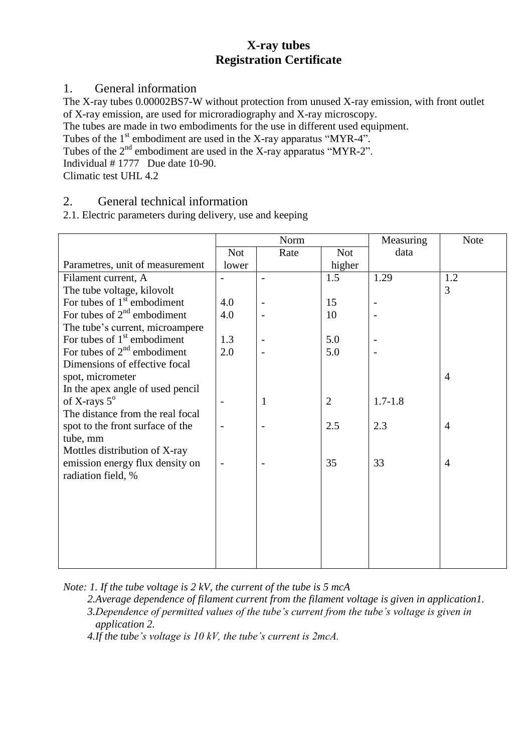# X-ray tubes
# Registration Certificate

## 1. General information

The X-ray tubes 0.00002BS7-W without protection from unused X-ray emission, with front outlet of X-ray emission, are used for microradiography and X-ray microscopy.
The tubes are made in two embodiments for the use in different used equipment.
Tubes of the 1st embodiment are used in the X-ray apparatus "MYR-4".
Tubes of the 2nd embodiment are used in the X-ray apparatus "MYR-2".
Individual # 1777 Due date 10-90.
Climatic test UHL 4.2

## 2. General technical information

2.1. Electric parameters during delivery, use and keeping

| Parametres, unit of measurement | Norm | | | Measuring data | Note |
|---|---|---|---|---|---|
| | Not lower | Rate | Not higher | | |
| Filament current, A | - | - | 1.5 | 1.29 | 1.2 |
| The tube voltage, kilovolt | | | | | 3 |
| For tubes of 1st embodiment | 4.0 | - | 15 | - | |
| For tubes of 2nd embodiment | 4.0 | - | 10 | - | |
| The tube's current, microampere | | | | | |
| For tubes of 1st embodiment | 1.3 | - | 5.0 | - | |
| For tubes of 2nd embodiment | 2.0 | - | 5.0 | - | |
| Dimensions of effective focal spot, micrometer | | | | | 4 |
| In the apex angle of used pencil of X-rays $5^{o}$ | - | 1 | 2 | 1.7-1.8 | |
| The distance from the real focal spot to the front surface of the tube, mm | - | - | 2.5 | 2.3 | 4 |
| Mottles distribution of X-ray emission energy flux density on radiation field, % | - | - | 35 | 33 | 4 |

*Note: 1. If the tube voltage is 2 kV, the current of the tube is 5 mcA*

*2.Average dependence of filament current from the filament voltage is given in application1.*

*3.Dependence of permitted values of the tube's current from the tube's voltage is given in application 2.*

*4.If the tube's voltage is 10 kV, the tube's current is 2mcA.*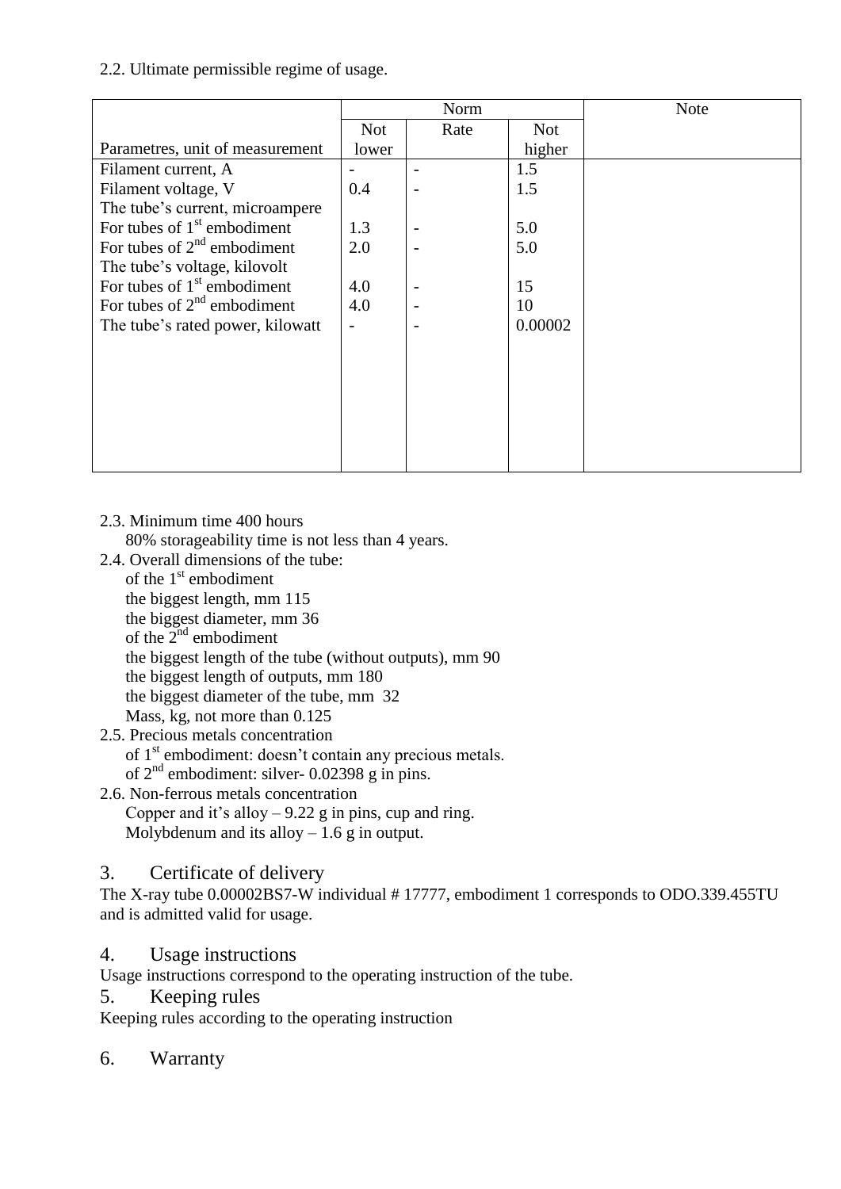2.2. Ultimate permissible regime of usage.

| Parametres, unit of measurement | Norm | | | Note |
|---|---|---|---|---|
| | Not lower | Rate | Not higher | |
| Filament current, A | - | - | 1.5 | |
| Filament voltage, V | 0.4 | - | 1.5 | |
| The tube's current, microampere | | | | |
| For tubes of 1st embodiment | 1.3 | - | 5.0 | |
| For tubes of 2nd embodiment | 2.0 | - | 5.0 | |
| The tube's voltage, kilovolt | | | | |
| For tubes of 1st embodiment | 4.0 | - | 15 | |
| For tubes of 2nd embodiment | 4.0 | - | 10 | |
| The tube's rated power, kilowatt | - | - | 0.00002 | |

2.3. Minimum time 400 hours
   80% storageability time is not less than 4 years.

2.4. Overall dimensions of the tube:
   of the 1st embodiment
   the biggest length, mm 115
   the biggest diameter, mm 36
   of the 2nd embodiment
   the biggest length of the tube (without outputs), mm 90
   the biggest length of outputs, mm 180
   the biggest diameter of the tube, mm 32
   Mass, kg, not more than 0.125

2.5. Precious metals concentration
   of 1st embodiment: doesn't contain any precious metals.
   of 2nd embodiment: silver- 0.02398 g in pins.

2.6. Non-ferrous metals concentration
   Copper and it's alloy – 9.22 g in pins, cup and ring.
   Molybdenum and its alloy – 1.6 g in output.

## 3. Certificate of delivery

The X-ray tube 0.00002BS7-W individual # 17777, embodiment 1 corresponds to ODO.339.455TU and is admitted valid for usage.

## 4. Usage instructions

Usage instructions correspond to the operating instruction of the tube.

## 5. Keeping rules

Keeping rules according to the operating instruction

## 6. Warranty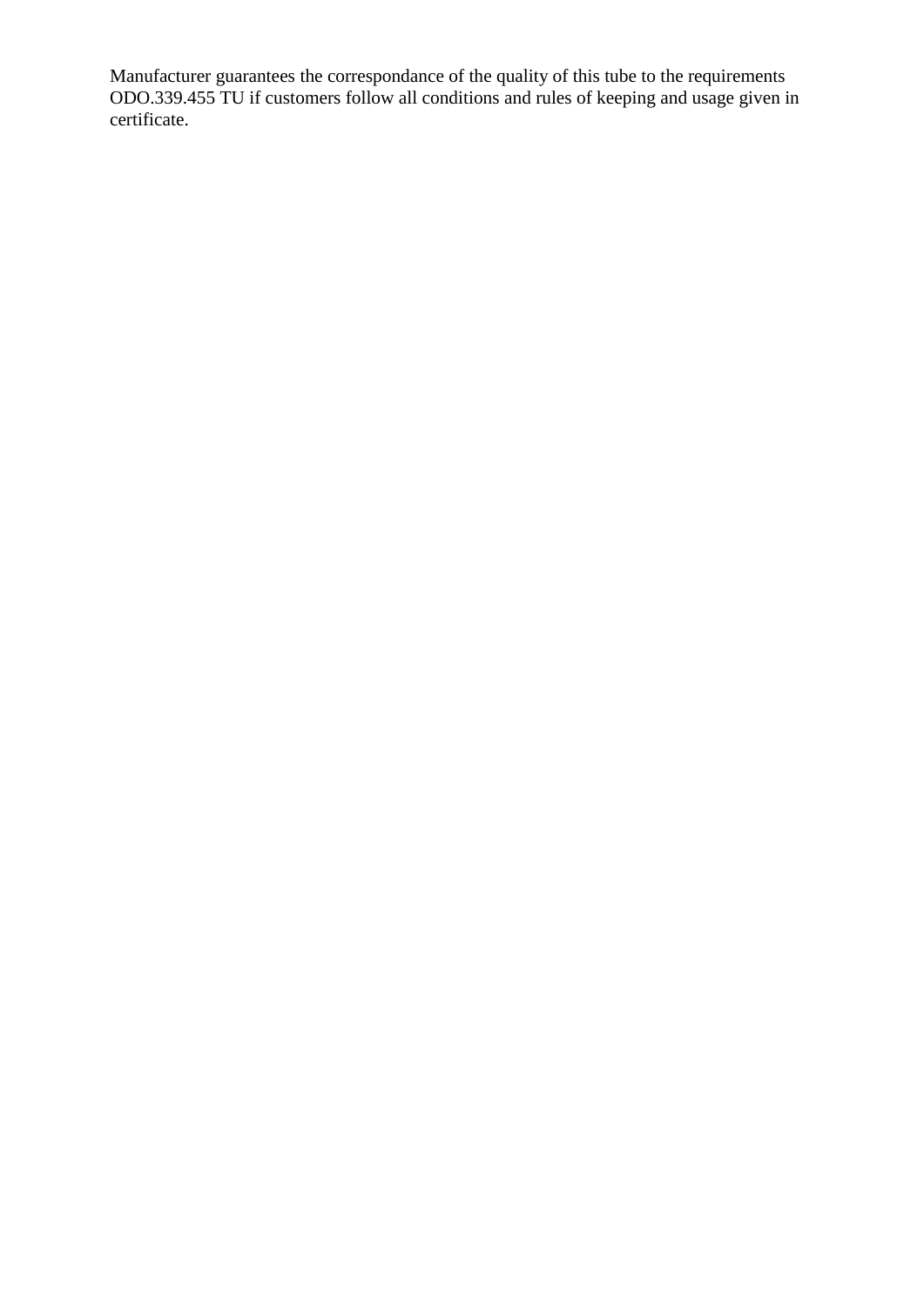Manufacturer guarantees the correspondance of the quality of this tube to the requirements ODO.339.455 TU if customers follow all conditions and rules of keeping and usage given in certificate.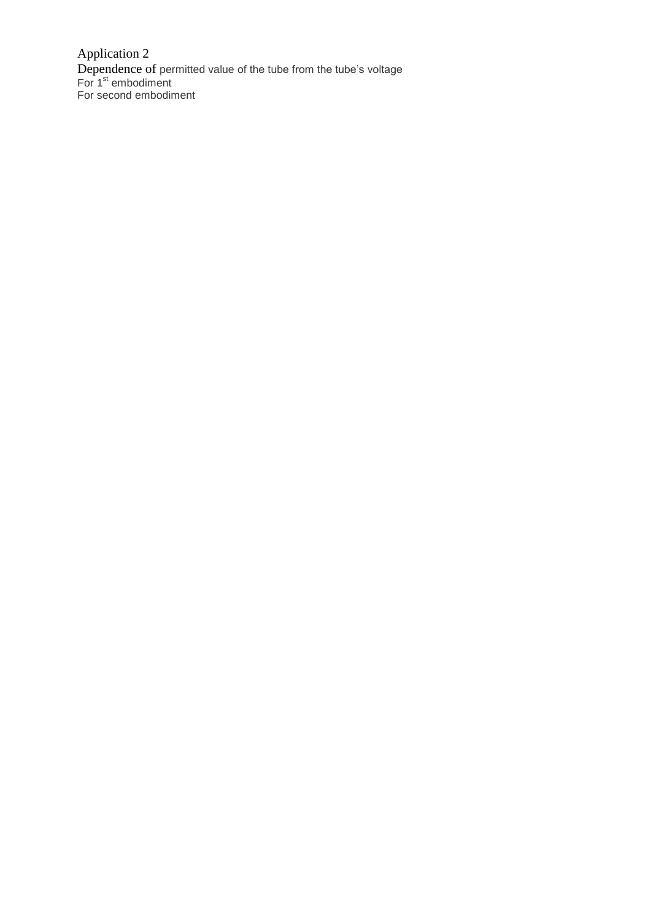Application 2

Dependence of permitted value of the tube from the tube's voltage

For 1st embodiment

For second embodiment